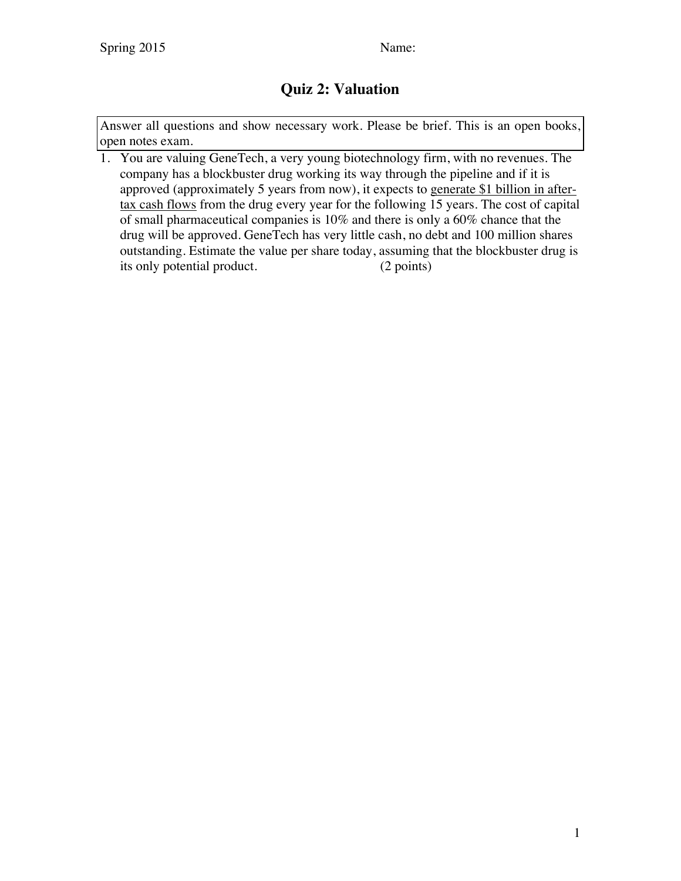Spring 2015 Name:

# Quiz 2: Valuation

Answer all questions and show necessary work. Please be brief. This is an open books, open notes exam.

1. You are valuing GeneTech, a very young biotechnology firm, with no revenues. The company has a blockbuster drug working its way through the pipeline and if it is approved (approximately 5 years from now), it expects to <u>generate $1 billion in after-tax cash flows</u> from the drug every year for the following 15 years. The cost of capital of small pharmaceutical companies is 10% and there is only a 60% chance that the drug will be approved. GeneTech has very little cash, no debt and 100 million shares outstanding. Estimate the value per share today, assuming that the blockbuster drug is its only potential product. (2 points)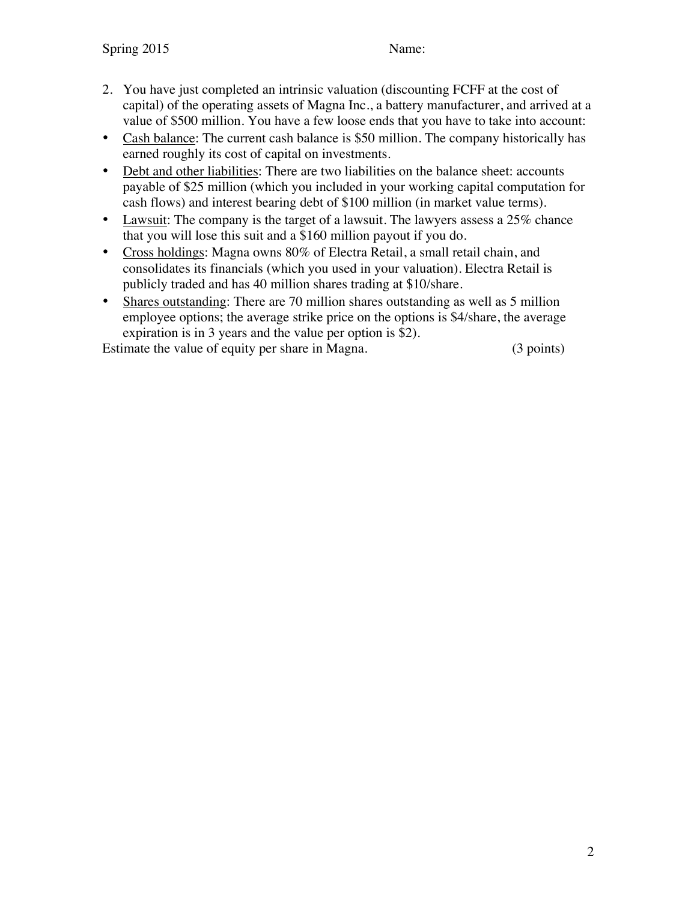2. You have just completed an intrinsic valuation (discounting FCFF at the cost of capital) of the operating assets of Magna Inc., a battery manufacturer, and arrived at a value of $500 million. You have a few loose ends that you have to take into account:

- Cash balance: The current cash balance is $50 million. The company historically has earned roughly its cost of capital on investments.
- Debt and other liabilities: There are two liabilities on the balance sheet: accounts payable of $25 million (which you included in your working capital computation for cash flows) and interest bearing debt of $100 million (in market value terms).
- Lawsuit: The company is the target of a lawsuit. The lawyers assess a 25% chance that you will lose this suit and a $160 million payout if you do.
- Cross holdings: Magna owns 80% of Electra Retail, a small retail chain, and consolidates its financials (which you used in your valuation). Electra Retail is publicly traded and has 40 million shares trading at $10/share.
- Shares outstanding: There are 70 million shares outstanding as well as 5 million employee options; the average strike price on the options is $4/share, the average expiration is in 3 years and the value per option is $2).

Estimate the value of equity per share in Magna. (3 points)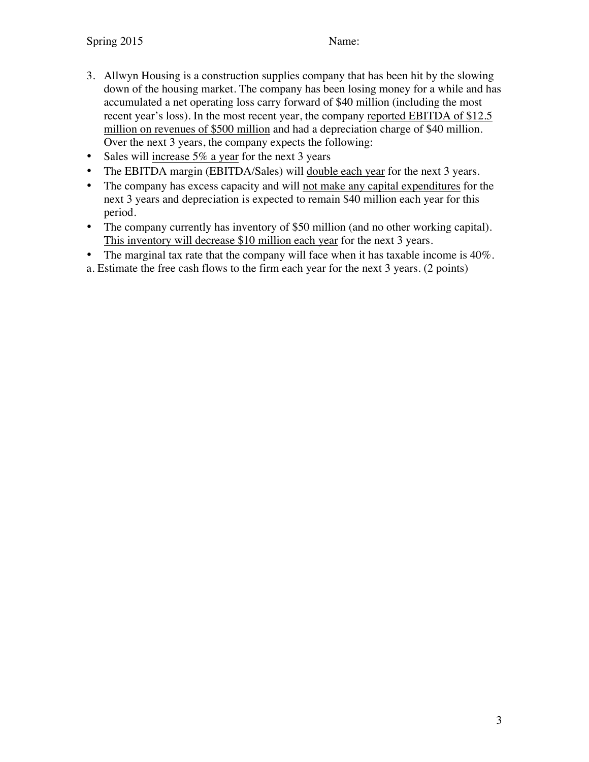3. Allwyn Housing is a construction supplies company that has been hit by the slowing down of the housing market. The company has been losing money for a while and has accumulated a net operating loss carry forward of $40 million (including the most recent year's loss). In the most recent year, the company <u>reported EBITDA of $12.5 million on revenues of $500 million</u> and had a depreciation charge of $40 million. Over the next 3 years, the company expects the following:

- Sales will <u>increase 5% a year</u> for the next 3 years
- The EBITDA margin (EBITDA/Sales) will <u>double each year</u> for the next 3 years.
- The company has excess capacity and will <u>not make any capital expenditures</u> for the next 3 years and depreciation is expected to remain $40 million each year for this period.
- The company currently has inventory of $50 million (and no other working capital). <u>This inventory will decrease $10 million each year</u> for the next 3 years.
- The marginal tax rate that the company will face when it has taxable income is 40%.

a. Estimate the free cash flows to the firm each year for the next 3 years. (2 points)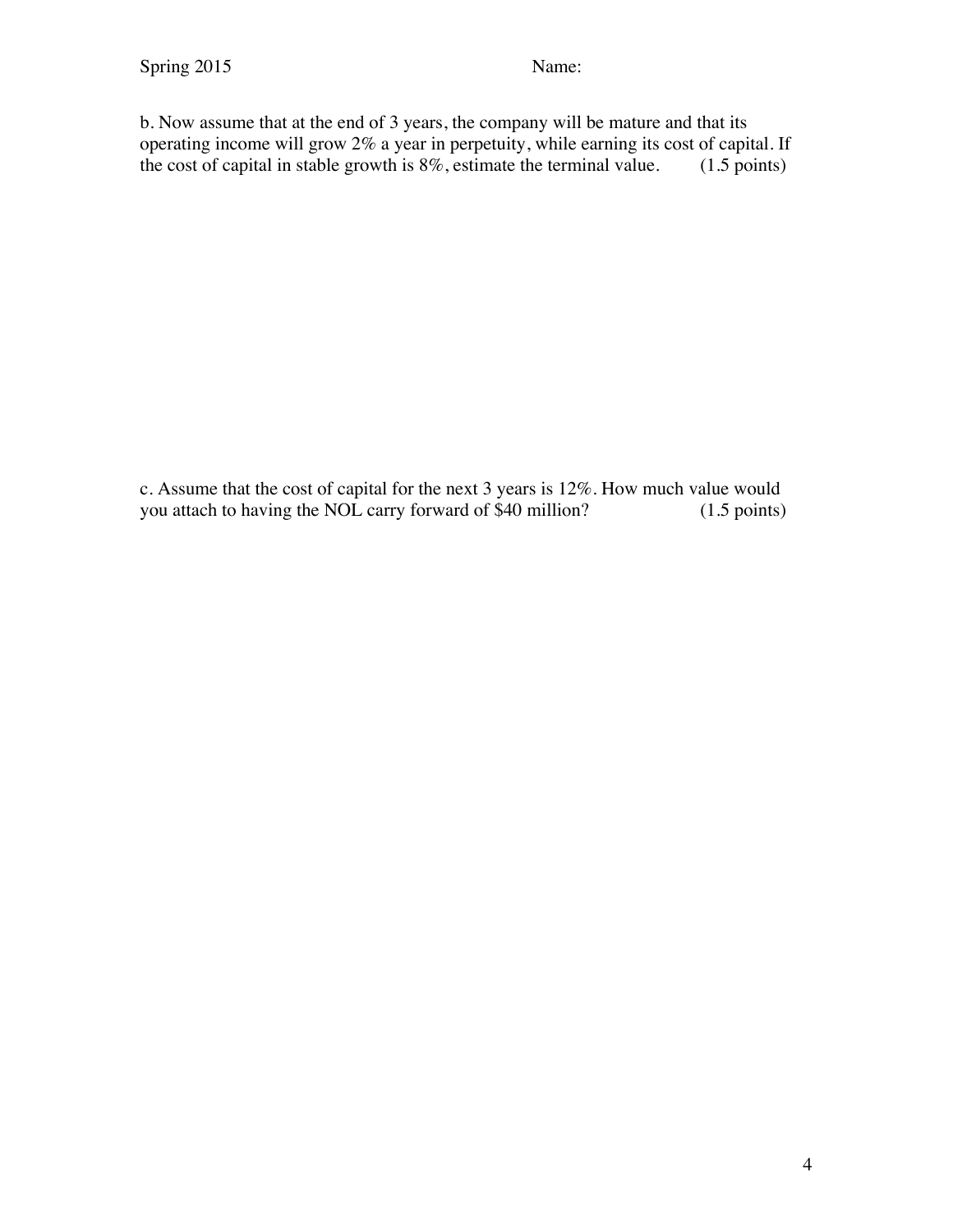b. Now assume that at the end of 3 years, the company will be mature and that its operating income will grow 2% a year in perpetuity, while earning its cost of capital. If the cost of capital in stable growth is 8%, estimate the terminal value. (1.5 points)

c. Assume that the cost of capital for the next 3 years is 12%. How much value would you attach to having the NOL carry forward of $40 million? (1.5 points)